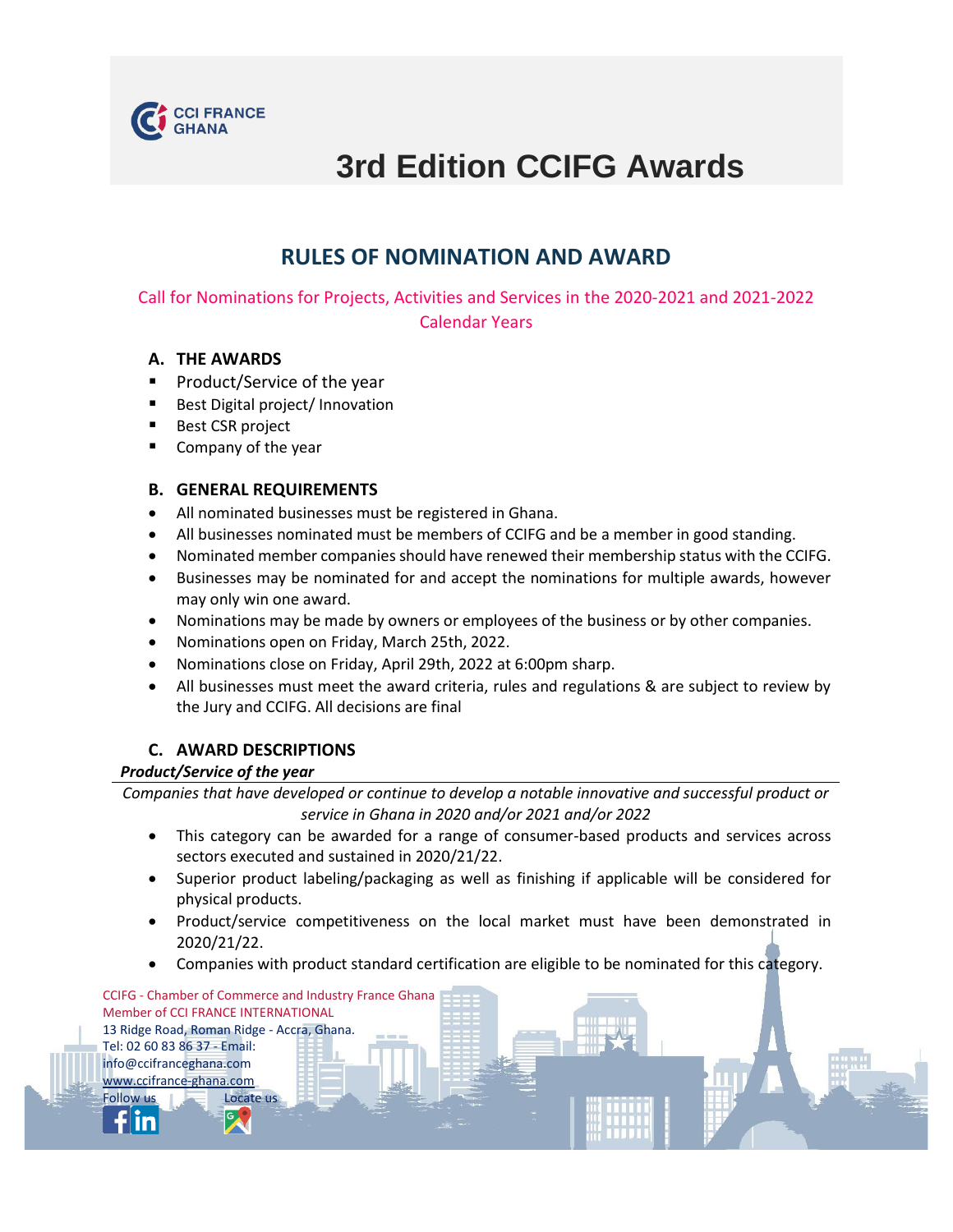CCI FRANCE GHANA

# 3rd Edition CCIFG Awards

## RULES OF NOMINATION AND AWARD

Call for Nominations for Projects, Activities and Services in the 2020-2021 and 2021-2022 Calendar Years

### A. THE AWARDS

- Product/Service of the year
- Best Digital project/ Innovation
- Best CSR project
- Company of the year

### B. GENERAL REQUIREMENTS

- All nominated businesses must be registered in Ghana.
- All businesses nominated must be members of CCIFG and be a member in good standing.
- Nominated member companies should have renewed their membership status with the CCIFG.
- Businesses may be nominated for and accept the nominations for multiple awards, however may only win one award.
- Nominations may be made by owners or employees of the business or by other companies.
- Nominations open on Friday, March 25th, 2022.
- Nominations close on Friday, April 29th, 2022 at 6:00pm sharp.
- All businesses must meet the award criteria, rules and regulations & are subject to review by the Jury and CCIFG. All decisions are final

### C. AWARD DESCRIPTIONS

***Product/Service of the year***

*Companies that have developed or continue to develop a notable innovative and successful product or service in Ghana in 2020 and/or 2021 and/or 2022*

- This category can be awarded for a range of consumer-based products and services across sectors executed and sustained in 2020/21/22.
- Superior product labeling/packaging as well as finishing if applicable will be considered for physical products.
- Product/service competitiveness on the local market must have been demonstrated in 2020/21/22.
- Companies with product standard certification are eligible to be nominated for this category.

CCIFG - Chamber of Commerce and Industry France Ghana
Member of CCI FRANCE INTERNATIONAL
13 Ridge Road, Roman Ridge - Accra, Ghana.
Tel: 02 60 83 86 37 - Email: info@ccifranceghana.com
www.ccifrance-ghana.com
Follow us    Locate us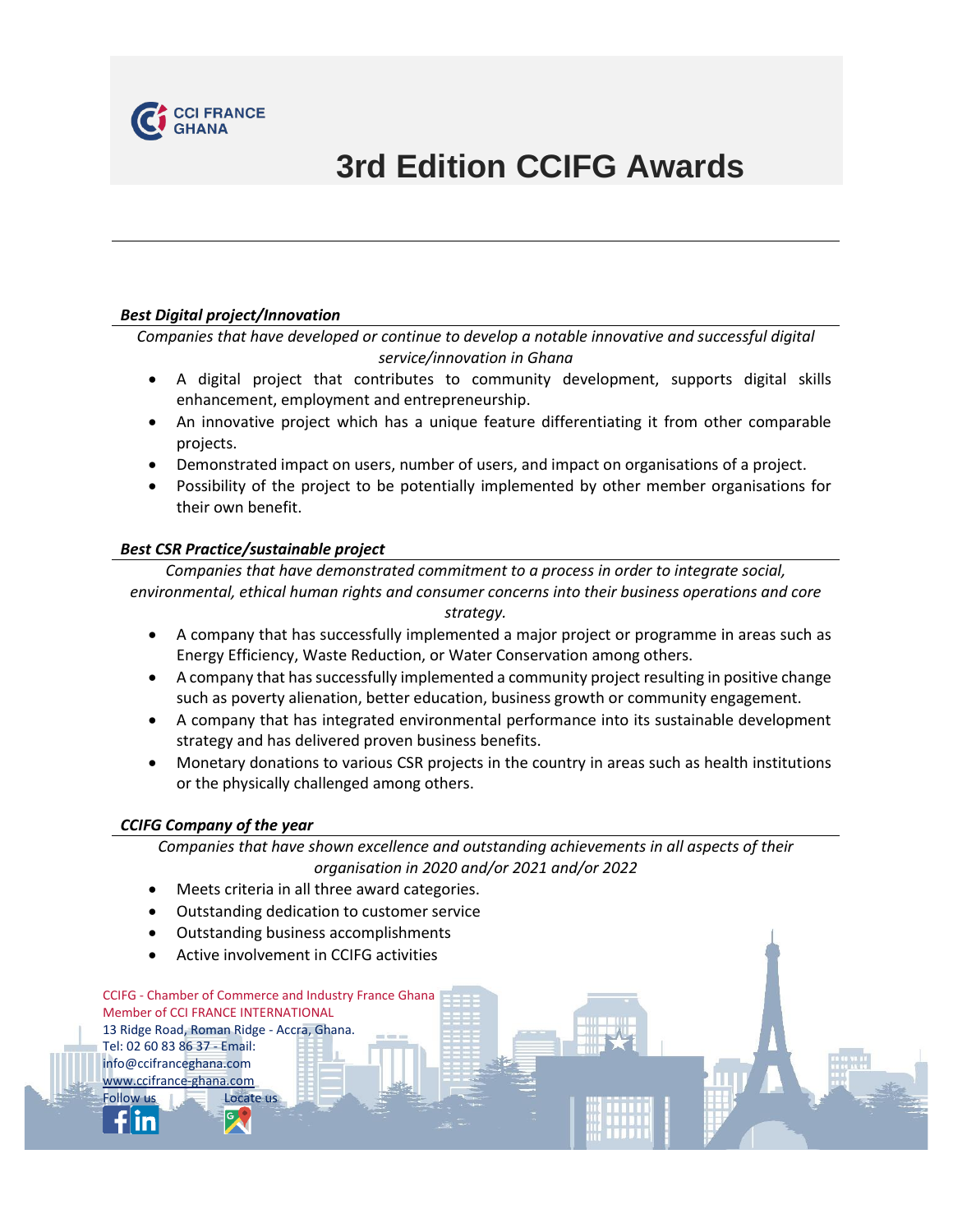# 3rd Edition CCIFG Awards

### ***Best Digital project/Innovation***

*Companies that have developed or continue to develop a notable innovative and successful digital service/innovation in Ghana*

- A digital project that contributes to community development, supports digital skills enhancement, employment and entrepreneurship.
- An innovative project which has a unique feature differentiating it from other comparable projects.
- Demonstrated impact on users, number of users, and impact on organisations of a project.
- Possibility of the project to be potentially implemented by other member organisations for their own benefit.

### ***Best CSR Practice/sustainable project***

*Companies that have demonstrated commitment to a process in order to integrate social, environmental, ethical human rights and consumer concerns into their business operations and core strategy.*

- A company that has successfully implemented a major project or programme in areas such as Energy Efficiency, Waste Reduction, or Water Conservation among others.
- A company that has successfully implemented a community project resulting in positive change such as poverty alienation, better education, business growth or community engagement.
- A company that has integrated environmental performance into its sustainable development strategy and has delivered proven business benefits.
- Monetary donations to various CSR projects in the country in areas such as health institutions or the physically challenged among others.

### ***CCIFG Company of the year***

*Companies that have shown excellence and outstanding achievements in all aspects of their organisation in 2020 and/or 2021 and/or 2022*

- Meets criteria in all three award categories.
- Outstanding dedication to customer service
- Outstanding business accomplishments
- Active involvement in CCIFG activities

CCIFG - Chamber of Commerce and Industry France Ghana
Member of CCI FRANCE INTERNATIONAL
13 Ridge Road, Roman Ridge - Accra, Ghana.
Tel: 02 60 83 86 37 - Email: info@ccifranceghana.com
www.ccifrance-ghana.com
Follow us
Locate us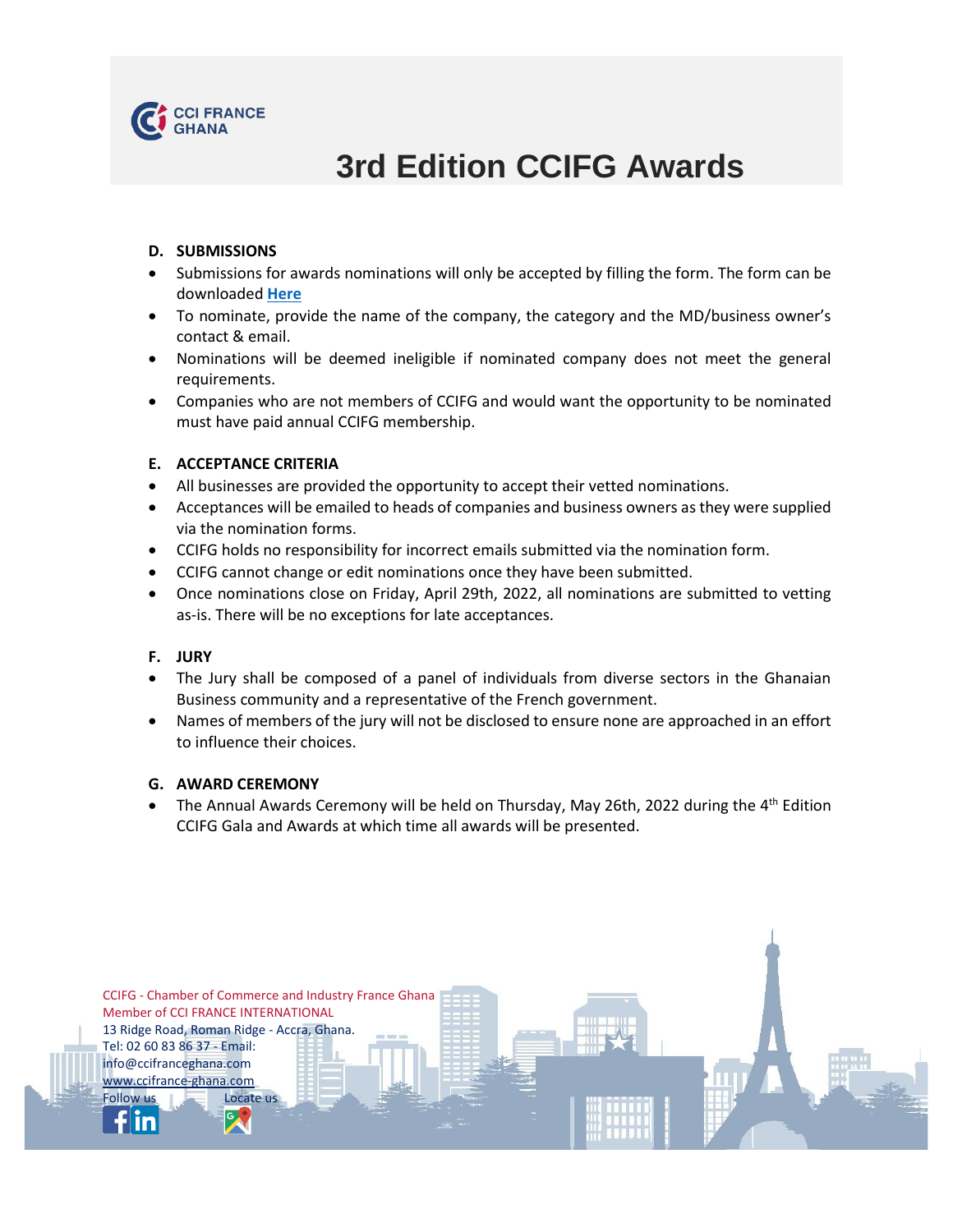# 3rd Edition CCIFG Awards

## D. SUBMISSIONS

- Submissions for awards nominations will only be accepted by filling the form. The form can be downloaded **Here**
- To nominate, provide the name of the company, the category and the MD/business owner's contact & email.
- Nominations will be deemed ineligible if nominated company does not meet the general requirements.
- Companies who are not members of CCIFG and would want the opportunity to be nominated must have paid annual CCIFG membership.

## E. ACCEPTANCE CRITERIA

- All businesses are provided the opportunity to accept their vetted nominations.
- Acceptances will be emailed to heads of companies and business owners as they were supplied via the nomination forms.
- CCIFG holds no responsibility for incorrect emails submitted via the nomination form.
- CCIFG cannot change or edit nominations once they have been submitted.
- Once nominations close on Friday, April 29th, 2022, all nominations are submitted to vetting as-is. There will be no exceptions for late acceptances.

## F. JURY

- The Jury shall be composed of a panel of individuals from diverse sectors in the Ghanaian Business community and a representative of the French government.
- Names of members of the jury will not be disclosed to ensure none are approached in an effort to influence their choices.

## G. AWARD CEREMONY

- The Annual Awards Ceremony will be held on Thursday, May 26th, 2022 during the 4th Edition CCIFG Gala and Awards at which time all awards will be presented.

CCIFG - Chamber of Commerce and Industry France Ghana
Member of CCI FRANCE INTERNATIONAL
13 Ridge Road, Roman Ridge - Accra, Ghana.
Tel: 02 60 83 86 37 - Email: info@ccifranceghana.com
www.ccifrance-ghana.com
Follow us Locate us